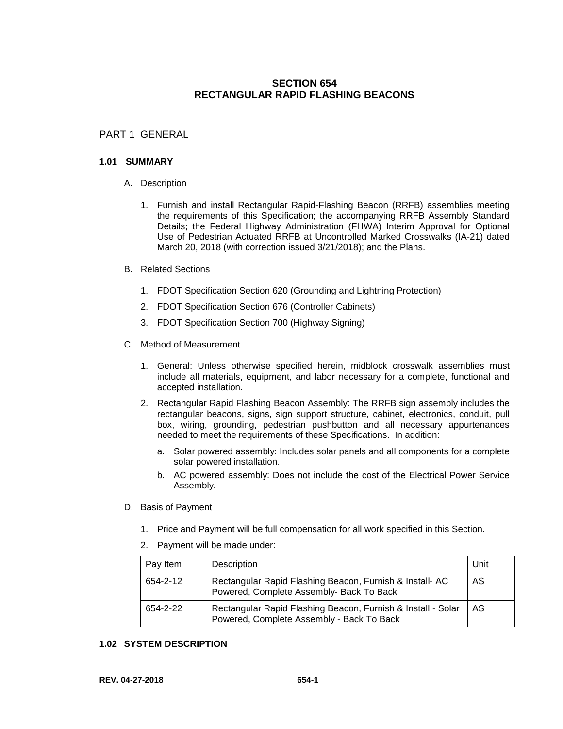# SECTION 654
# RECTANGULAR RAPID FLASHING BEACONS

## PART 1 GENERAL

### 1.01 SUMMARY

A. Description

1. Furnish and install Rectangular Rapid-Flashing Beacon (RRFB) assemblies meeting the requirements of this Specification; the accompanying RRFB Assembly Standard Details; the Federal Highway Administration (FHWA) Interim Approval for Optional Use of Pedestrian Actuated RRFB at Uncontrolled Marked Crosswalks (IA-21) dated March 20, 2018 (with correction issued 3/21/2018); and the Plans.

B. Related Sections

1. FDOT Specification Section 620 (Grounding and Lightning Protection)
2. FDOT Specification Section 676 (Controller Cabinets)
3. FDOT Specification Section 700 (Highway Signing)

C. Method of Measurement

1. General: Unless otherwise specified herein, midblock crosswalk assemblies must include all materials, equipment, and labor necessary for a complete, functional and accepted installation.
2. Rectangular Rapid Flashing Beacon Assembly: The RRFB sign assembly includes the rectangular beacons, signs, sign support structure, cabinet, electronics, conduit, pull box, wiring, grounding, pedestrian pushbutton and all necessary appurtenances needed to meet the requirements of these Specifications. In addition:
   a. Solar powered assembly: Includes solar panels and all components for a complete solar powered installation.
   b. AC powered assembly: Does not include the cost of the Electrical Power Service Assembly.

D. Basis of Payment

1. Price and Payment will be full compensation for all work specified in this Section.
2. Payment will be made under:

| Pay Item | Description | Unit |
|---|---|---|
| 654-2-12 | Rectangular Rapid Flashing Beacon, Furnish & Install- AC Powered, Complete Assembly- Back To Back | AS |
| 654-2-22 | Rectangular Rapid Flashing Beacon, Furnish & Install - Solar Powered, Complete Assembly - Back To Back | AS |

### 1.02 SYSTEM DESCRIPTION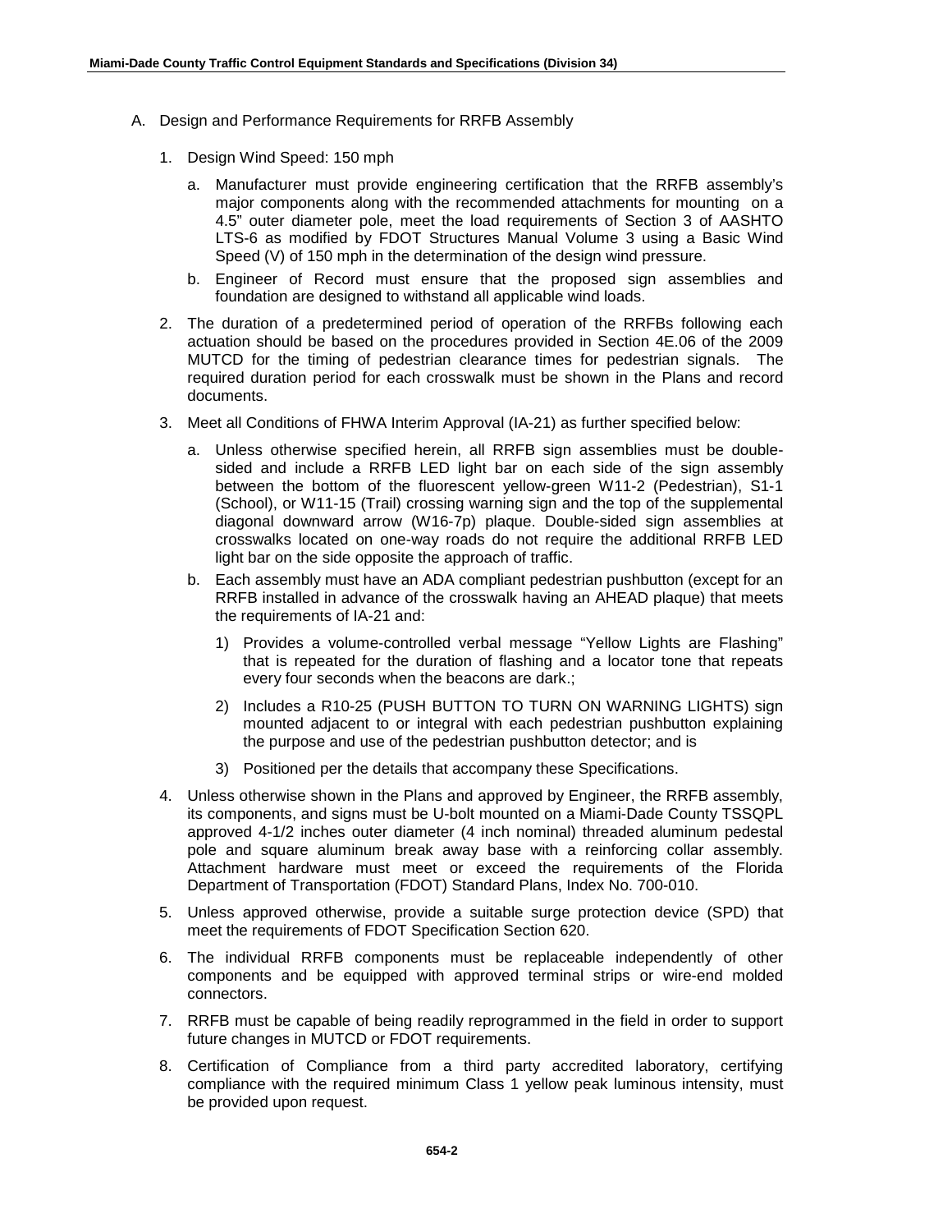A. Design and Performance Requirements for RRFB Assembly

   1. Design Wind Speed: 150 mph

      a. Manufacturer must provide engineering certification that the RRFB assembly's major components along with the recommended attachments for mounting on a 4.5" outer diameter pole, meet the load requirements of Section 3 of AASHTO LTS-6 as modified by FDOT Structures Manual Volume 3 using a Basic Wind Speed (V) of 150 mph in the determination of the design wind pressure.

      b. Engineer of Record must ensure that the proposed sign assemblies and foundation are designed to withstand all applicable wind loads.

   2. The duration of a predetermined period of operation of the RRFBs following each actuation should be based on the procedures provided in Section 4E.06 of the 2009 MUTCD for the timing of pedestrian clearance times for pedestrian signals. The required duration period for each crosswalk must be shown in the Plans and record documents.

   3. Meet all Conditions of FHWA Interim Approval (IA-21) as further specified below:

      a. Unless otherwise specified herein, all RRFB sign assemblies must be double-sided and include a RRFB LED light bar on each side of the sign assembly between the bottom of the fluorescent yellow-green W11-2 (Pedestrian), S1-1 (School), or W11-15 (Trail) crossing warning sign and the top of the supplemental diagonal downward arrow (W16-7p) plaque. Double-sided sign assemblies at crosswalks located on one-way roads do not require the additional RRFB LED light bar on the side opposite the approach of traffic.

      b. Each assembly must have an ADA compliant pedestrian pushbutton (except for an RRFB installed in advance of the crosswalk having an AHEAD plaque) that meets the requirements of IA-21 and:

         1) Provides a volume-controlled verbal message "Yellow Lights are Flashing" that is repeated for the duration of flashing and a locator tone that repeats every four seconds when the beacons are dark.;

         2) Includes a R10-25 (PUSH BUTTON TO TURN ON WARNING LIGHTS) sign mounted adjacent to or integral with each pedestrian pushbutton explaining the purpose and use of the pedestrian pushbutton detector; and is

         3) Positioned per the details that accompany these Specifications.

   4. Unless otherwise shown in the Plans and approved by Engineer, the RRFB assembly, its components, and signs must be U-bolt mounted on a Miami-Dade County TSSQPL approved 4-1/2 inches outer diameter (4 inch nominal) threaded aluminum pedestal pole and square aluminum break away base with a reinforcing collar assembly. Attachment hardware must meet or exceed the requirements of the Florida Department of Transportation (FDOT) Standard Plans, Index No. 700-010.

   5. Unless approved otherwise, provide a suitable surge protection device (SPD) that meet the requirements of FDOT Specification Section 620.

   6. The individual RRFB components must be replaceable independently of other components and be equipped with approved terminal strips or wire-end molded connectors.

   7. RRFB must be capable of being readily reprogrammed in the field in order to support future changes in MUTCD or FDOT requirements.

   8. Certification of Compliance from a third party accredited laboratory, certifying compliance with the required minimum Class 1 yellow peak luminous intensity, must be provided upon request.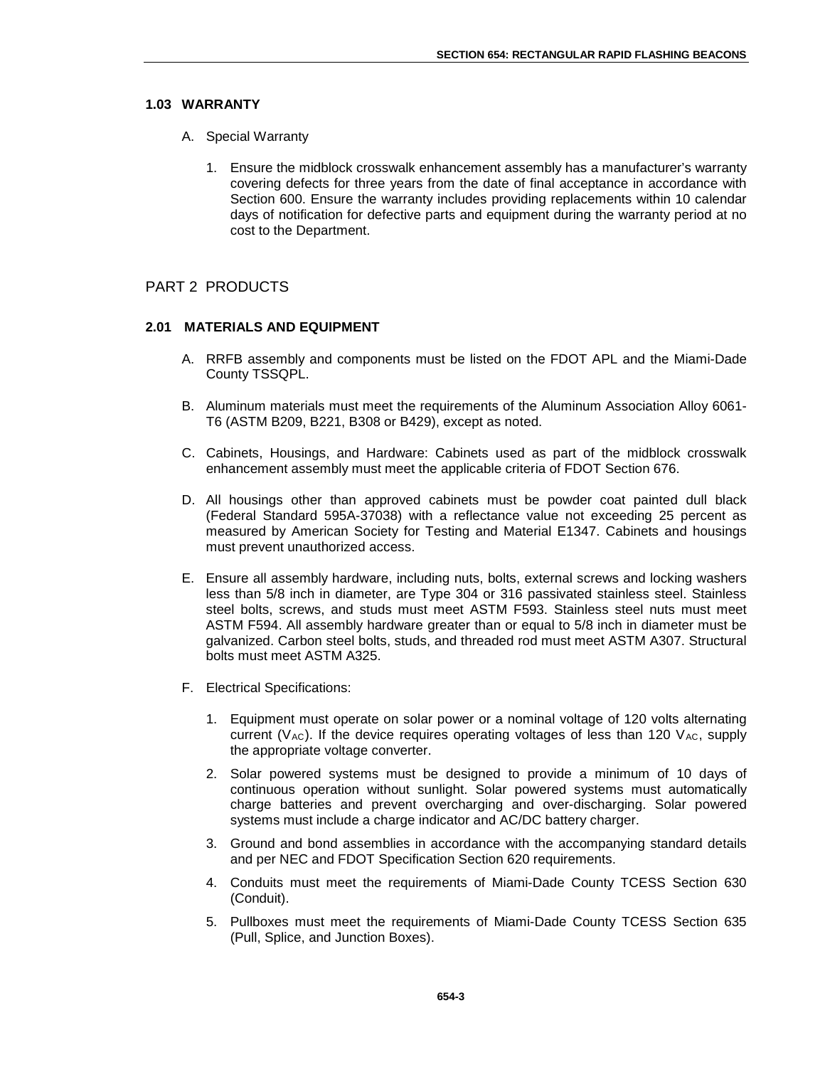### 1.03 WARRANTY

A. Special Warranty

1. Ensure the midblock crosswalk enhancement assembly has a manufacturer's warranty covering defects for three years from the date of final acceptance in accordance with Section 600. Ensure the warranty includes providing replacements within 10 calendar days of notification for defective parts and equipment during the warranty period at no cost to the Department.

## PART 2 PRODUCTS

### 2.01 MATERIALS AND EQUIPMENT

A. RRFB assembly and components must be listed on the FDOT APL and the Miami-Dade County TSSQPL.

B. Aluminum materials must meet the requirements of the Aluminum Association Alloy 6061-T6 (ASTM B209, B221, B308 or B429), except as noted.

C. Cabinets, Housings, and Hardware: Cabinets used as part of the midblock crosswalk enhancement assembly must meet the applicable criteria of FDOT Section 676.

D. All housings other than approved cabinets must be powder coat painted dull black (Federal Standard 595A-37038) with a reflectance value not exceeding 25 percent as measured by American Society for Testing and Material E1347. Cabinets and housings must prevent unauthorized access.

E. Ensure all assembly hardware, including nuts, bolts, external screws and locking washers less than 5/8 inch in diameter, are Type 304 or 316 passivated stainless steel. Stainless steel bolts, screws, and studs must meet ASTM F593. Stainless steel nuts must meet ASTM F594. All assembly hardware greater than or equal to 5/8 inch in diameter must be galvanized. Carbon steel bolts, studs, and threaded rod must meet ASTM A307. Structural bolts must meet ASTM A325.

F. Electrical Specifications:

1. Equipment must operate on solar power or a nominal voltage of 120 volts alternating current ($V_{AC}$). If the device requires operating voltages of less than 120 $V_{AC}$, supply the appropriate voltage converter.
2. Solar powered systems must be designed to provide a minimum of 10 days of continuous operation without sunlight. Solar powered systems must automatically charge batteries and prevent overcharging and over-discharging. Solar powered systems must include a charge indicator and AC/DC battery charger.
3. Ground and bond assemblies in accordance with the accompanying standard details and per NEC and FDOT Specification Section 620 requirements.
4. Conduits must meet the requirements of Miami-Dade County TCESS Section 630 (Conduit).
5. Pullboxes must meet the requirements of Miami-Dade County TCESS Section 635 (Pull, Splice, and Junction Boxes).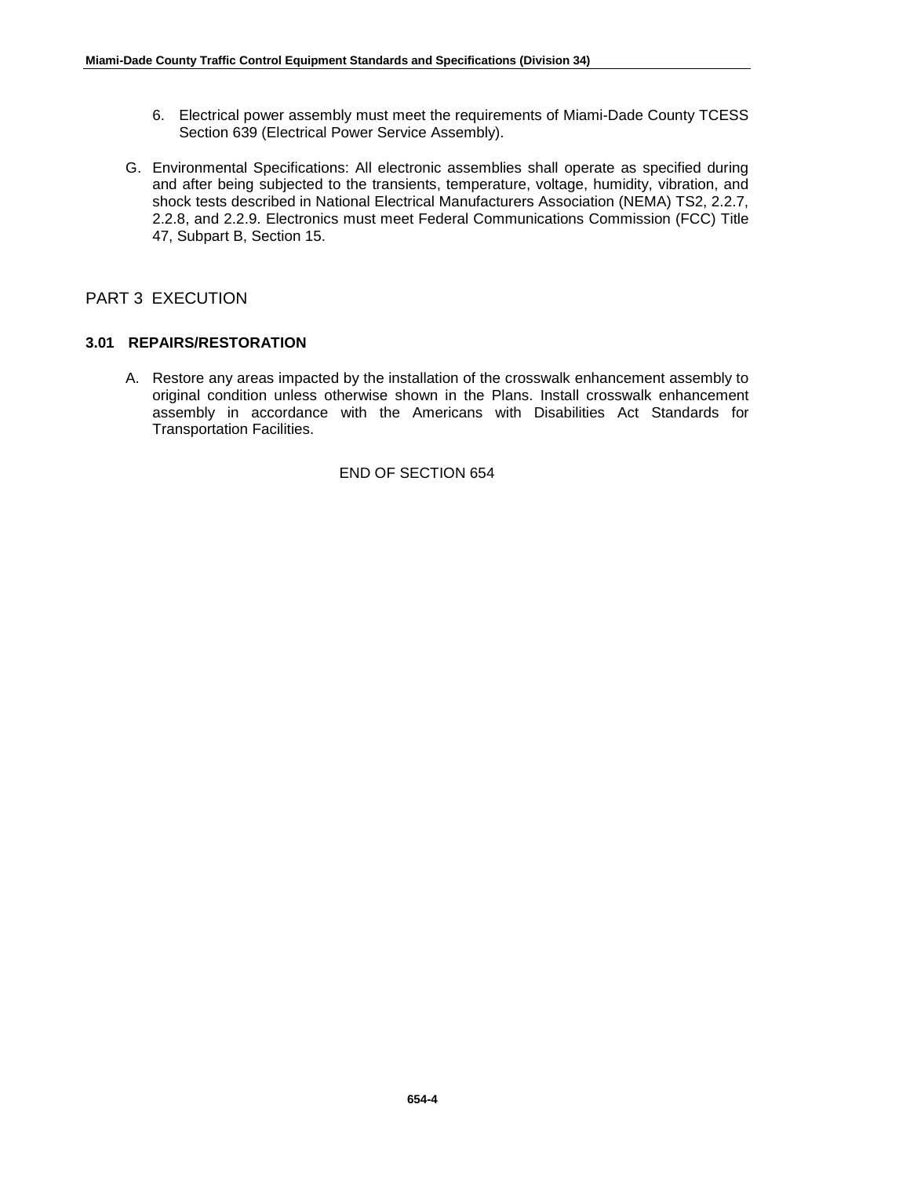6. Electrical power assembly must meet the requirements of Miami-Dade County TCESS Section 639 (Electrical Power Service Assembly).

G. Environmental Specifications: All electronic assemblies shall operate as specified during and after being subjected to the transients, temperature, voltage, humidity, vibration, and shock tests described in National Electrical Manufacturers Association (NEMA) TS2, 2.2.7, 2.2.8, and 2.2.9. Electronics must meet Federal Communications Commission (FCC) Title 47, Subpart B, Section 15.

## PART 3 EXECUTION

### 3.01 REPAIRS/RESTORATION

A. Restore any areas impacted by the installation of the crosswalk enhancement assembly to original condition unless otherwise shown in the Plans. Install crosswalk enhancement assembly in accordance with the Americans with Disabilities Act Standards for Transportation Facilities.

END OF SECTION 654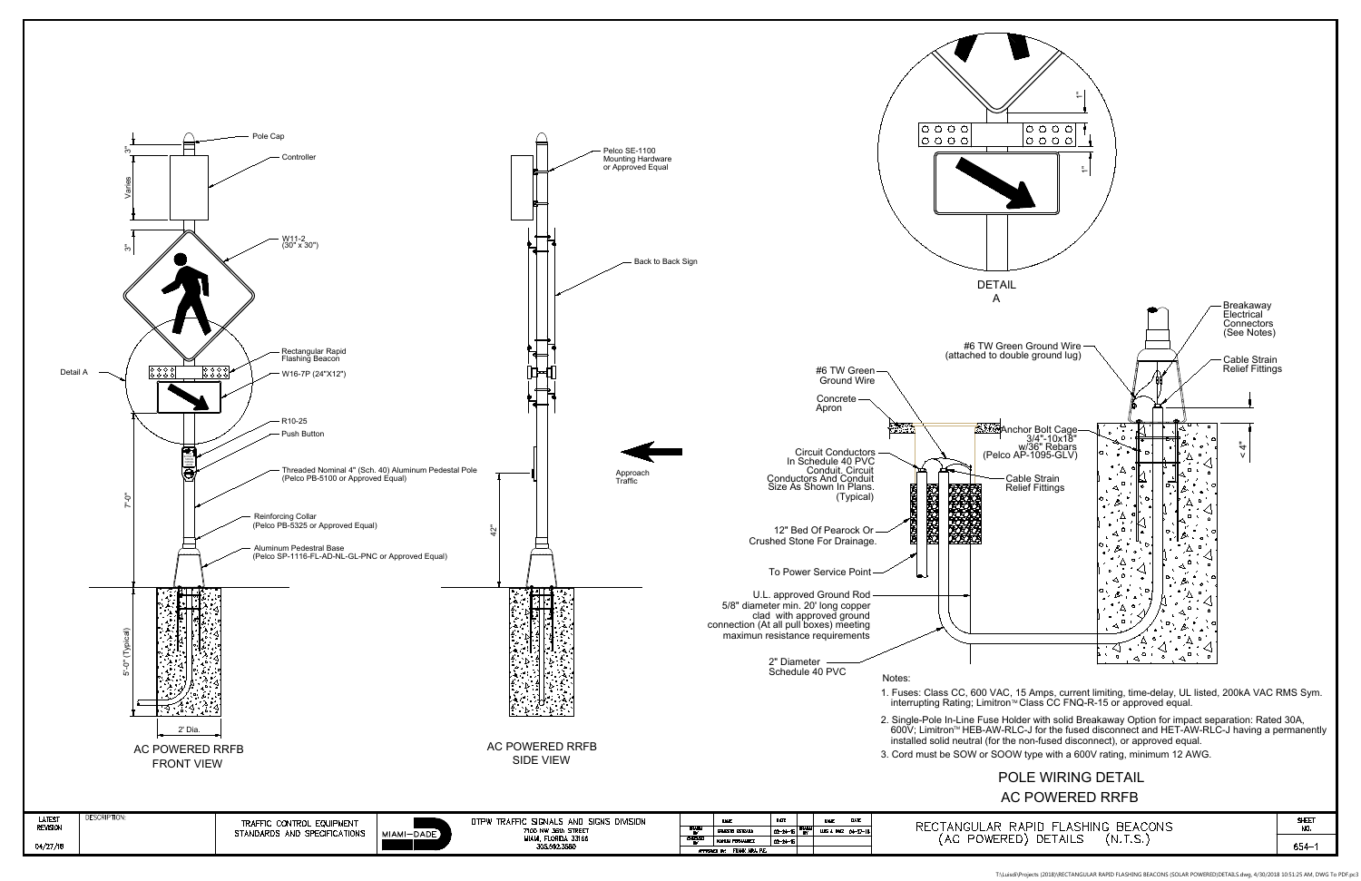## AC POWERED RRFB FRONT VIEW

- Pole Cap
- Controller
- W11-2 (30" x 30")
- Rectangular Rapid Flashing Beacon
- W16-7P (24"X12")
- Detail A
- R10-25
- Push Button
- Threaded Nominal 4" (Sch. 40) Aluminum Pedestal Pole (Pelco PB-5100 or Approved Equal)
- Reinforcing Collar (Pelco PB-5325 or Approved Equal)
- Aluminum Pedestral Base (Pelco SP-1116-FL-AD-NL-GL-PNC or Approved Equal)

Dimensions: 3", Varies, 3", 7'-0", 5'-0" (Typical), 2' Dia.

## AC POWERED RRFB SIDE VIEW

- Pelco SE-1100 Mounting Hardware or Approved Equal
- Back to Back Sign
- Approach Traffic
- 42"

## DETAIL A

Dimensions: 1", 1"

## POLE WIRING DETAIL AC POWERED RRFB

- #6 TW Green Ground Wire (attached to double ground lug)
- Breakaway Electrical Connectors (See Notes)
- Cable Strain Relief Fittings
- #6 TW Green Ground Wire
- Concrete Apron
- Anchor Bolt Cage 3/4"-10x18" w/36" Rebars (Pelco AP-1095-GLV)
- Circuit Conductors In Schedule 40 PVC Conduit. Circuit Conductors And Conduit Size As Shown In Plans. (Typical)
- Cable Strain Relief Fittings
- 12" Bed Of Pearock Or Crushed Stone For Drainage.
- To Power Service Point
- U.L. approved Ground Rod 5/8" diameter min. 20' long copper clad with approved ground connection (At all pull boxes) meeting maximun resistance requirements
- 2" Diameter Schedule 40 PVC
- < 4"

Notes:

1. Fuses: Class CC, 600 VAC, 15 Amps, current limiting, time-delay, UL listed, 200kA VAC RMS Sym. interrupting Rating; Limitron™ Class CC FNQ-R-15 or approved equal.
2. Single-Pole In-Line Fuse Holder with solid Breakaway Option for impact separation: Rated 30A, 600V; Limitron™ HEB-AW-RLC-J for the fused disconnect and HET-AW-RLC-J having a permanently installed solid neutral (for the non-fused disconnect), or approved equal.
3. Cord must be SOW or SOOW type with a 600V rating, minimum 12 AWG.

| LATEST REVISION | DESCRIPTION: | TRAFFIC CONTROL EQUIPMENT STANDARDS AND SPECIFICATIONS | MIAMI-DADE | DTPW TRAFFIC SIGNALS AND SIGNS DIVISION 7100 NW 36th STREET MIAMI, FLORIDA 33166 305.592.3580 | | NAME | DATE | | NAME | DATE | RECTANGULAR RAPID FLASHING BEACONS (AC POWERED) DETAILS (N.T.S.) | SHEET NO. |
|---|---|---|---|---|---|---|---|---|---|---|---|---|
| 04/27/18 | | | | | DRAWN BY | ERNESTO ESTRADA | 03-24-16 | REVISED BY | LUIS J. DIAZ | 04-27-18 | | 654-1 |
| | | | | | CHECKED BY | NAHUM FERNANDEZ | 03-24-16 | | | | | |
| | | | | | APPROVED BY: FRANK AIRA, P.E. | | | | | | | |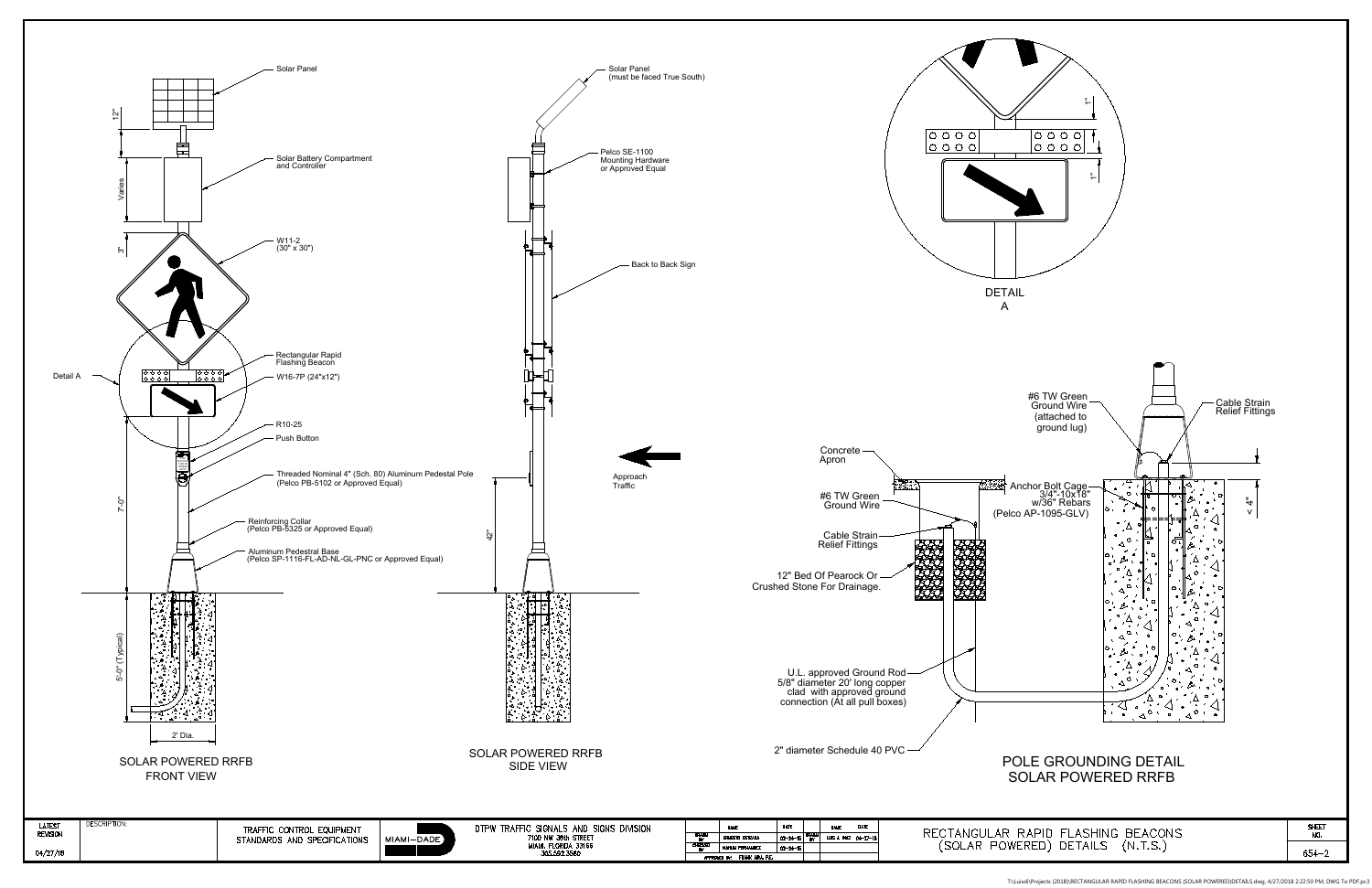Solar Panel

12"

Solar Battery Compartment and Controller

Varies

3"

W11-2 (30" x 30")

Detail A

Rectangular Rapid Flashing Beacon

W16-7P (24"x12")

R10-25

Push Button

Threaded Nominal 4" (Sch. 80) Aluminum Pedestal Pole (Pelco PB-5102 or Approved Equal)

7'-0"

Reinforcing Collar (Pelco PB-5325 or Approved Equal)

Aluminum Pedestral Base (Pelco SP-1116-FL-AD-NL-GL-PNC or Approved Equal)

5'-0" (Typical)

2' Dia.

SOLAR POWERED RRFB
FRONT VIEW

Solar Panel (must be faced True South)

Pelco SE-1100 Mounting Hardware or Approved Equal

Back to Back Sign

Approach Traffic

42"

SOLAR POWERED RRFB
SIDE VIEW

1"

1"

DETAIL
A

#6 TW Green Ground Wire (attached to ground lug)

Cable Strain Relief Fittings

Concrete Apron

#6 TW Green Ground Wire

Anchor Bolt Cage 3/4"-10x18" w/36" Rebars (Pelco AP-1095-GLV)

< 4"

Cable Strain Relief Fittings

12" Bed Of Pearock Or Crushed Stone For Drainage.

U.L. approved Ground Rod 5/8" diameter 20' long copper clad with approved ground connection (At all pull boxes)

2" diameter Schedule 40 PVC

POLE GROUNDING DETAIL
SOLAR POWERED RRFB

| LATEST REVISION | DESCRIPTION: |
|---|---|
| 04/27/18 | |

TRAFFIC CONTROL EQUIPMENT STANDARDS AND SPECIFICATIONS

MIAMI-DADE

DTPW TRAFFIC SIGNALS AND SIGNS DIVISION
7100 NW 36th STREET
MIAMI, FLORIDA 33166
305.592.3580

| | NAME | DATE | | NAME | DATE |
|---|---|---|---|---|---|
| DRAWN BY | ERNESTO ESTRADA | 02-24-15 | REVISED BY | LUIS J. DIAZ | 04-27-18 |
| CHECKED BY | RAMON FERNANDEZ | 02-24-15 | | | |
| APPROVED BY: FRANK ARIA, P.E. | | | | | |

RECTANGULAR RAPID FLASHING BEACONS
(SOLAR POWERED) DETAILS (N.T.S.)

SHEET NO.
654-2

T:\Luisd\Projects (2018)\RECTANGULAR RAPID FLASHING BEACONS (SOLAR POWERED)DETAILS.dwg, 4/27/2018 2:22:50 PM, DWG To PDF.pc3